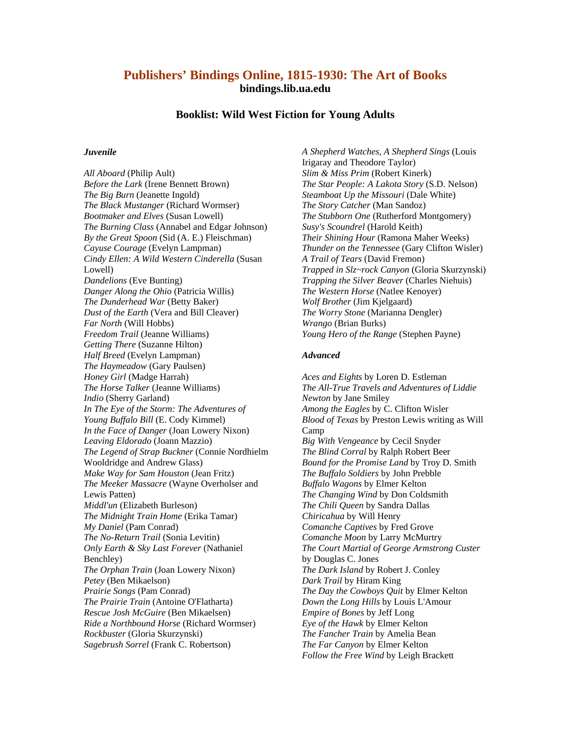# Publishers' Bindings Online, 1815-1930: The Art of Books

**bindings.lib.ua.edu**

## Booklist: Wild West Fiction for Young Adults

### *Juvenile*

*All Aboard* (Philip Ault)
*Before the Lark* (Irene Bennett Brown)
*The Big Burn* (Jeanette Ingold)
*The Black Mustanger* (Richard Wormser)
*Bootmaker and Elves* (Susan Lowell)
*The Burning Class* (Annabel and Edgar Johnson)
*By the Great Spoon* (Sid (A. E.) Fleischman)
*Cayuse Courage* (Evelyn Lampman)
*Cindy Ellen: A Wild Western Cinderella* (Susan Lowell)
*Dandelions* (Eve Bunting)
*Danger Along the Ohio* (Patricia Willis)
*The Dunderhead War* (Betty Baker)
*Dust of the Earth* (Vera and Bill Cleaver)
*Far North* (Will Hobbs)
*Freedom Trail* (Jeanne Williams)
*Getting There* (Suzanne Hilton)
*Half Breed* (Evelyn Lampman)
*The Haymeadow* (Gary Paulsen)
*Honey Girl* (Madge Harrah)
*The Horse Talker* (Jeanne Williams)
*Indio* (Sherry Garland)
*In The Eye of the Storm: The Adventures of Young Buffalo Bill* (E. Cody Kimmel)
*In the Face of Danger* (Joan Lowery Nixon)
*Leaving Eldorado* (Joann Mazzio)
*The Legend of Strap Buckner* (Connie Nordhielm Wooldridge and Andrew Glass)
*Make Way for Sam Houston* (Jean Fritz)
*The Meeker Massacre* (Wayne Overholser and Lewis Patten)
*Middl'un* (Elizabeth Burleson)
*The Midnight Train Home* (Erika Tamar)
*My Daniel* (Pam Conrad)
*The No-Return Trail* (Sonia Levitin)
*Only Earth & Sky Last Forever* (Nathaniel Benchley)
*The Orphan Train* (Joan Lowery Nixon)
*Petey* (Ben Mikaelson)
*Prairie Songs* (Pam Conrad)
*The Prairie Train* (Antoine O'Flatharta)
*Rescue Josh McGuire* (Ben Mikaelsen)
*Ride a Northbound Horse* (Richard Wormser)
*Rockbuster* (Gloria Skurzynski)
*Sagebrush Sorrel* (Frank C. Robertson)
*A Shepherd Watches, A Shepherd Sings* (Louis Irigaray and Theodore Taylor)
*Slim & Miss Prim* (Robert Kinerk)
*The Star People: A Lakota Story* (S.D. Nelson)
*Steamboat Up the Missouri* (Dale White)
*The Story Catcher* (Man Sandoz)
*The Stubborn One* (Rutherford Montgomery)
*Susy's Scoundrel* (Harold Keith)
*Their Shining Hour* (Ramona Maher Weeks)
*Thunder on the Tennessee* (Gary Clifton Wisler)
*A Trail of Tears* (David Fremon)
*Trapped in Slz~rock Canyon* (Gloria Skurzynski)
*Trapping the Silver Beaver* (Charles Niehuis)
*The Western Horse* (Natlee Kenoyer)
*Wolf Brother* (Jim Kjelgaard)
*The Worry Stone* (Marianna Dengler)
*Wrango* (Brian Burks)
*Young Hero of the Range* (Stephen Payne)

### *Advanced*

*Aces and Eights* by Loren D. Estleman
*The All-True Travels and Adventures of Liddie Newton* by Jane Smiley
*Among the Eagles* by C. Clifton Wisler
*Blood of Texas* by Preston Lewis writing as Will Camp
*Big With Vengeance* by Cecil Snyder
*The Blind Corral* by Ralph Robert Beer
*Bound for the Promise Land* by Troy D. Smith
*The Buffalo Soldiers* by John Prebble
*Buffalo Wagons* by Elmer Kelton
*The Changing Wind* by Don Coldsmith
*The Chili Queen* by Sandra Dallas
*Chiricahua* by Will Henry
*Comanche Captives* by Fred Grove
*Comanche Moon* by Larry McMurtry
*The Court Martial of George Armstrong Custer* by Douglas C. Jones
*The Dark Island* by Robert J. Conley
*Dark Trail* by Hiram King
*The Day the Cowboys Quit* by Elmer Kelton
*Down the Long Hills* by Louis L'Amour
*Empire of Bones* by Jeff Long
*Eye of the Hawk* by Elmer Kelton
*The Fancher Train* by Amelia Bean
*The Far Canyon* by Elmer Kelton
*Follow the Free Wind* by Leigh Brackett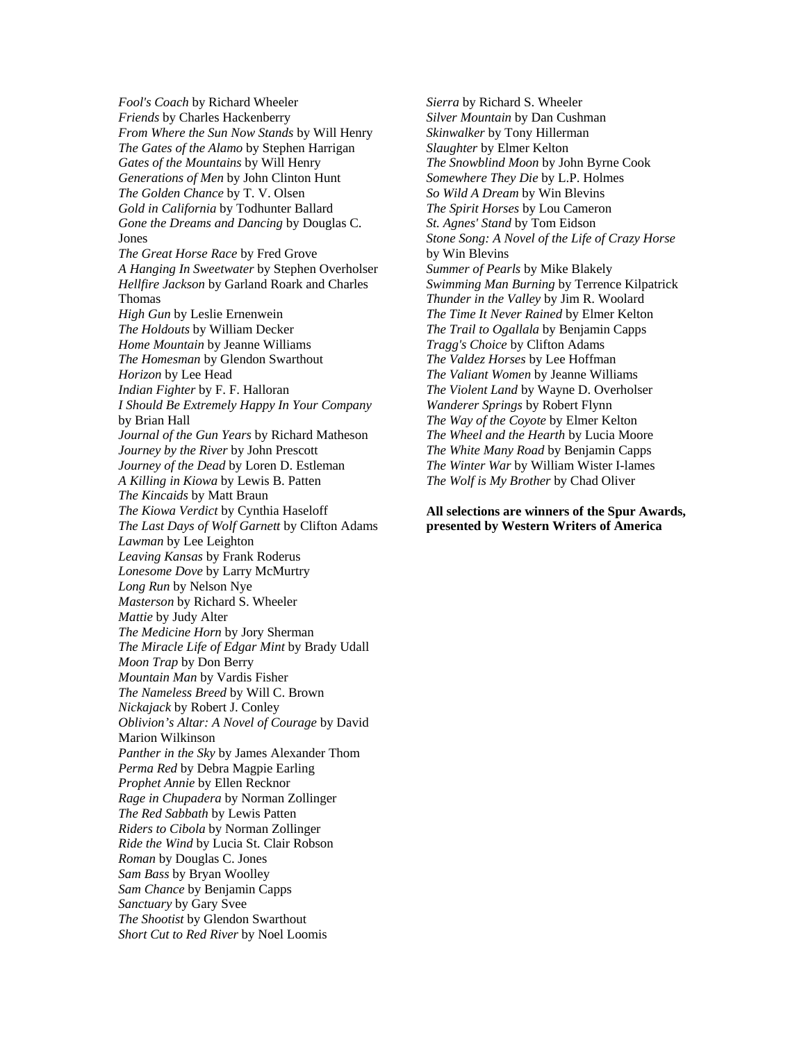*Fool's Coach* by Richard Wheeler
*Friends* by Charles Hackenberry
*From Where the Sun Now Stands* by Will Henry
*The Gates of the Alamo* by Stephen Harrigan
*Gates of the Mountains* by Will Henry
*Generations of Men* by John Clinton Hunt
*The Golden Chance* by T. V. Olsen
*Gold in California* by Todhunter Ballard
*Gone the Dreams and Dancing* by Douglas C. Jones
*The Great Horse Race* by Fred Grove
*A Hanging In Sweetwater* by Stephen Overholser
*Hellfire Jackson* by Garland Roark and Charles Thomas
*High Gun* by Leslie Ernenwein
*The Holdouts* by William Decker
*Home Mountain* by Jeanne Williams
*The Homesman* by Glendon Swarthout
*Horizon* by Lee Head
*Indian Fighter* by F. F. Halloran
*I Should Be Extremely Happy In Your Company* by Brian Hall
*Journal of the Gun Years* by Richard Matheson
*Journey by the River* by John Prescott
*Journey of the Dead* by Loren D. Estleman
*A Killing in Kiowa* by Lewis B. Patten
*The Kincaids* by Matt Braun
*The Kiowa Verdict* by Cynthia Haseloff
*The Last Days of Wolf Garnett* by Clifton Adams
*Lawman* by Lee Leighton
*Leaving Kansas* by Frank Roderus
*Lonesome Dove* by Larry McMurtry
*Long Run* by Nelson Nye
*Masterson* by Richard S. Wheeler
*Mattie* by Judy Alter
*The Medicine Horn* by Jory Sherman
*The Miracle Life of Edgar Mint* by Brady Udall
*Moon Trap* by Don Berry
*Mountain Man* by Vardis Fisher
*The Nameless Breed* by Will C. Brown
*Nickajack* by Robert J. Conley
*Oblivion's Altar: A Novel of Courage* by David Marion Wilkinson
*Panther in the Sky* by James Alexander Thom
*Perma Red* by Debra Magpie Earling
*Prophet Annie* by Ellen Recknor
*Rage in Chupadera* by Norman Zollinger
*The Red Sabbath* by Lewis Patten
*Riders to Cibola* by Norman Zollinger
*Ride the Wind* by Lucia St. Clair Robson
*Roman* by Douglas C. Jones
*Sam Bass* by Bryan Woolley
*Sam Chance* by Benjamin Capps
*Sanctuary* by Gary Svee
*The Shootist* by Glendon Swarthout
*Short Cut to Red River* by Noel Loomis
*Sierra* by Richard S. Wheeler
*Silver Mountain* by Dan Cushman
*Skinwalker* by Tony Hillerman
*Slaughter* by Elmer Kelton
*The Snowblind Moon* by John Byrne Cook
*Somewhere They Die* by L.P. Holmes
*So Wild A Dream* by Win Blevins
*The Spirit Horses* by Lou Cameron
*St. Agnes' Stand* by Tom Eidson
*Stone Song: A Novel of the Life of Crazy Horse* by Win Blevins
*Summer of Pearls* by Mike Blakely
*Swimming Man Burning* by Terrence Kilpatrick
*Thunder in the Valley* by Jim R. Woolard
*The Time It Never Rained* by Elmer Kelton
*The Trail to Ogallala* by Benjamin Capps
*Tragg's Choice* by Clifton Adams
*The Valdez Horses* by Lee Hoffman
*The Valiant Women* by Jeanne Williams
*The Violent Land* by Wayne D. Overholser
*Wanderer Springs* by Robert Flynn
*The Way of the Coyote* by Elmer Kelton
*The Wheel and the Hearth* by Lucia Moore
*The White Many Road* by Benjamin Capps
*The Winter War* by William Wister I-lames
*The Wolf is My Brother* by Chad Oliver

**All selections are winners of the Spur Awards, presented by Western Writers of America**